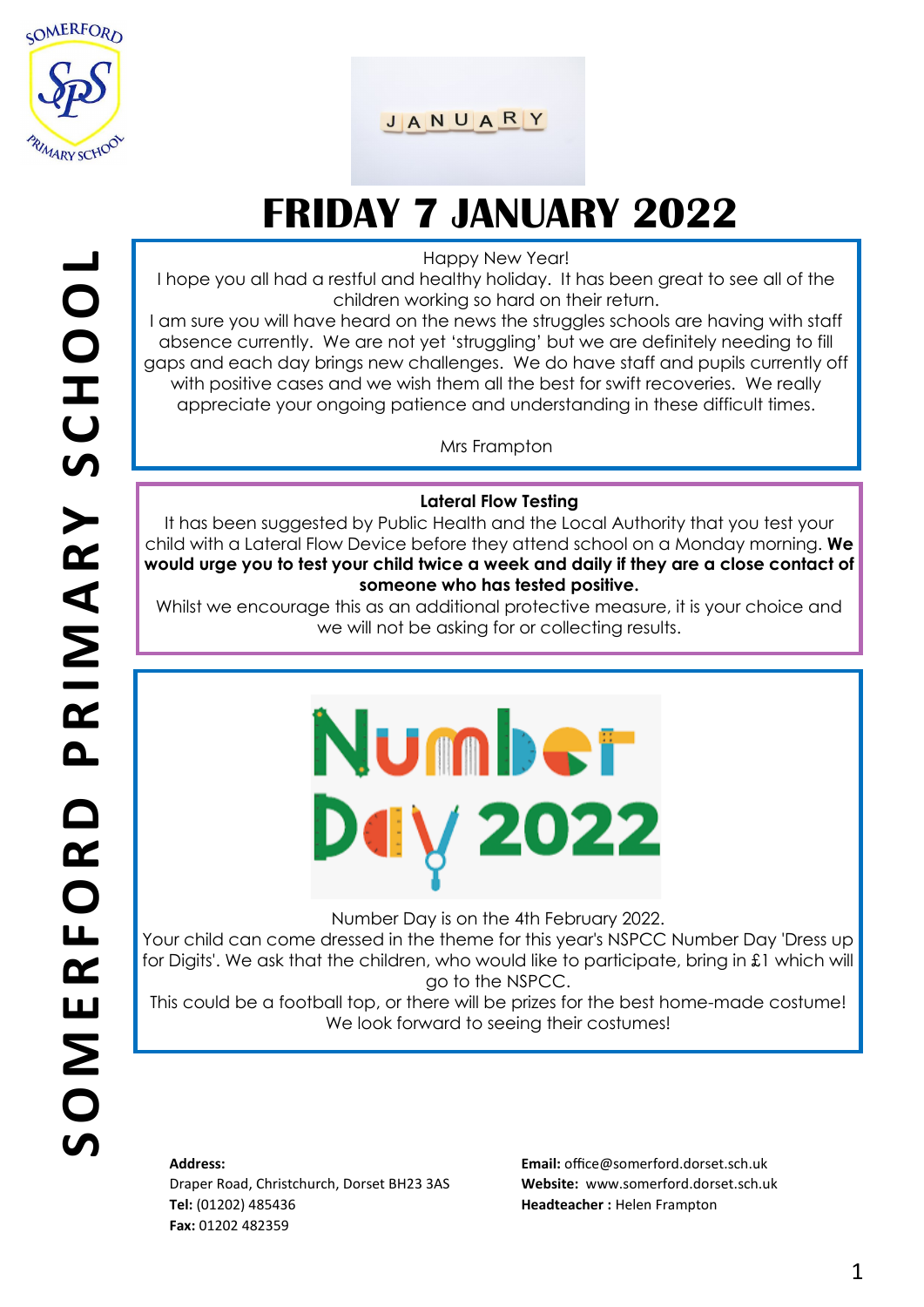# FRIDAY 7 JANUARY 2022

Happy New Year!

I hope you all had a restful and healthy holiday. It has been great to see all of the children working so hard on their return.

I am sure you will have heard on the news the struggles schools are having with staff absence currently. We are not yet 'struggling' but we are definitely needing to fill gaps and each day brings new challenges. We do have staff and pupils currently off with positive cases and we wish them all the best for swift recoveries. We really appreciate your ongoing patience and understanding in these difficult times.

Mrs Frampton

## Lateral Flow Testing

It has been suggested by Public Health and the Local Authority that you test your child with a Lateral Flow Device before they attend school on a Monday morning. **We would urge you to test your child twice a week and daily if they are a close contact of someone who has tested positive.**

Whilst we encourage this as an additional protective measure, it is your choice and we will not be asking for or collecting results.

## Number Day 2022

Number Day is on the 4th February 2022.

Your child can come dressed in the theme for this year's NSPCC Number Day 'Dress up for Digits'. We ask that the children, who would like to participate, bring in £1 which will go to the NSPCC.

This could be a football top, or there will be prizes for the best home-made costume! We look forward to seeing their costumes!

**Address:**
Draper Road, Christchurch, Dorset BH23 3AS
**Tel:** (01202) 485436
**Fax:** 01202 482359

**Email:** office@somerford.dorset.sch.uk
**Website:** www.somerford.dorset.sch.uk
**Headteacher :** Helen Frampton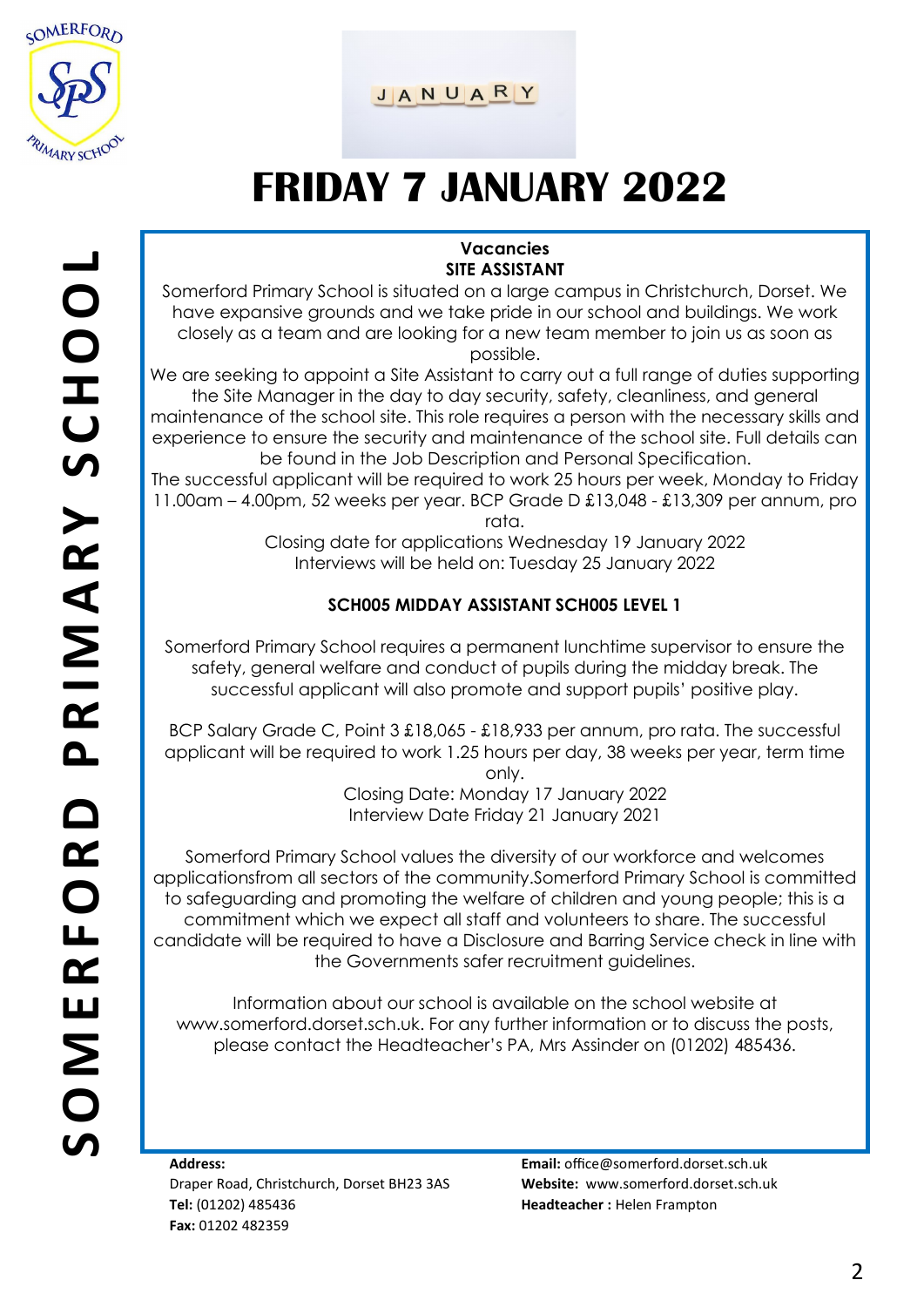# FRIDAY 7 JANUARY 2022

## Vacancies

### SITE ASSISTANT

Somerford Primary School is situated on a large campus in Christchurch, Dorset. We have expansive grounds and we take pride in our school and buildings. We work closely as a team and are looking for a new team member to join us as soon as possible.

We are seeking to appoint a Site Assistant to carry out a full range of duties supporting the Site Manager in the day to day security, safety, cleanliness, and general maintenance of the school site. This role requires a person with the necessary skills and experience to ensure the security and maintenance of the school site. Full details can be found in the Job Description and Personal Specification.

The successful applicant will be required to work 25 hours per week, Monday to Friday 11.00am – 4.00pm, 52 weeks per year. BCP Grade D £13,048 - £13,309 per annum, pro rata.

Closing date for applications Wednesday 19 January 2022
Interviews will be held on: Tuesday 25 January 2022

### SCH005 MIDDAY ASSISTANT SCH005 LEVEL 1

Somerford Primary School requires a permanent lunchtime supervisor to ensure the safety, general welfare and conduct of pupils during the midday break. The successful applicant will also promote and support pupils' positive play.

BCP Salary Grade C, Point 3 £18,065 - £18,933 per annum, pro rata. The successful applicant will be required to work 1.25 hours per day, 38 weeks per year, term time only.

Closing Date: Monday 17 January 2022
Interview Date Friday 21 January 2021

Somerford Primary School values the diversity of our workforce and welcomes applicationsfrom all sectors of the community.Somerford Primary School is committed to safeguarding and promoting the welfare of children and young people; this is a commitment which we expect all staff and volunteers to share. The successful candidate will be required to have a Disclosure and Barring Service check in line with the Governments safer recruitment guidelines.

Information about our school is available on the school website at www.somerford.dorset.sch.uk. For any further information or to discuss the posts, please contact the Headteacher's PA, Mrs Assinder on (01202) 485436.

**Address:**
Draper Road, Christchurch, Dorset BH23 3AS
**Tel:** (01202) 485436
**Fax:** 01202 482359

**Email:** office@somerford.dorset.sch.uk
**Website:** www.somerford.dorset.sch.uk
**Headteacher :** Helen Frampton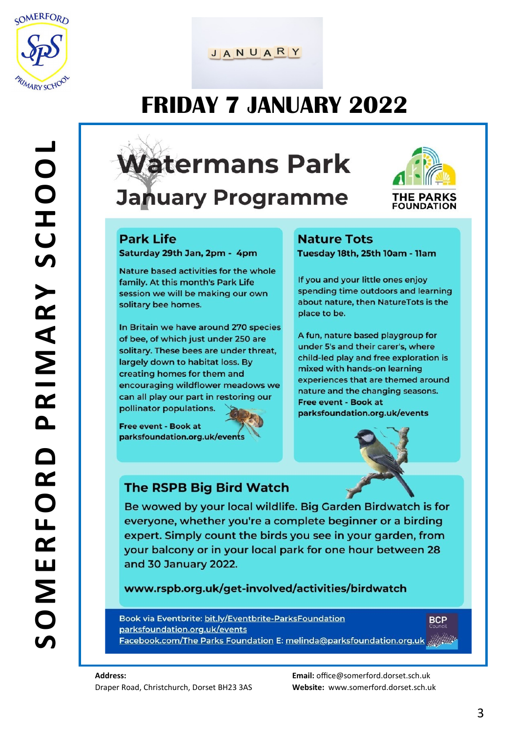# FRIDAY 7 JANUARY 2022

## Watermans Park January Programme

THE PARKS FOUNDATION

### Park Life

**Saturday 29th Jan, 2pm - 4pm**

Nature based activities for the whole family. At this month's Park Life session we will be making our own solitary bee homes.

In Britain we have around 270 species of bee, of which just under 250 are solitary. These bees are under threat, largely down to habitat loss. By creating homes for them and encouraging wildflower meadows we can all play our part in restoring our pollinator populations.

**Free event - Book at parksfoundation.org.uk/events**

### Nature Tots

**Tuesday 18th, 25th 10am - 11am**

If you and your little ones enjoy spending time outdoors and learning about nature, then NatureTots is the place to be.

A fun, nature based playgroup for under 5's and their carer's, where child-led play and free exploration is mixed with hands-on learning experiences that are themed around nature and the changing seasons.

**Free event - Book at parksfoundation.org.uk/events**

### The RSPB Big Bird Watch

Be wowed by your local wildlife. Big Garden Birdwatch is for everyone, whether you're a complete beginner or a birding expert. Simply count the birds you see in your garden, from your balcony or in your local park for one hour between 28 and 30 January 2022.

**www.rspb.org.uk/get-involved/activities/birdwatch**

Book via Eventbrite: bit.ly/Eventbrite-ParksFoundation
parksfoundation.org.uk/events
Facebook.com/The Parks Foundation E: melinda@parksfoundation.org.uk

BCP Council

**Address:**
Draper Road, Christchurch, Dorset BH23 3AS

**Email:** office@somerford.dorset.sch.uk
**Website:** www.somerford.dorset.sch.uk